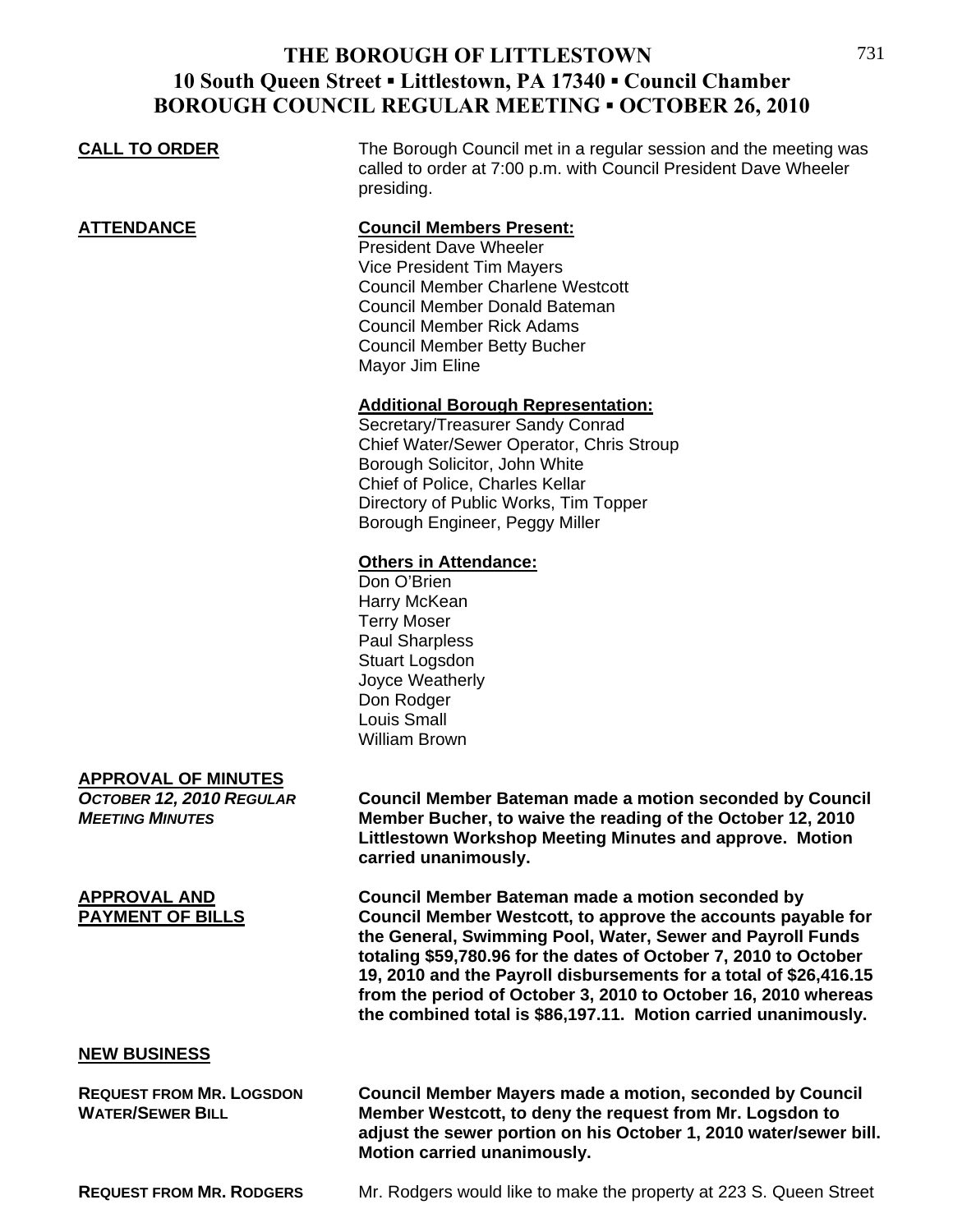# THE BOROUGH OF LITTLESTOWN
## 10 South Queen Street ▪ Littlestown, PA 17340 ▪ Council Chamber
## BOROUGH COUNCIL REGULAR MEETING ▪ OCTOBER 26, 2010

**CALL TO ORDER**

The Borough Council met in a regular session and the meeting was called to order at 7:00 p.m. with Council President Dave Wheeler presiding.

**ATTENDANCE**

**Council Members Present:**
President Dave Wheeler
Vice President Tim Mayers
Council Member Charlene Westcott
Council Member Donald Bateman
Council Member Rick Adams
Council Member Betty Bucher
Mayor Jim Eline

**Additional Borough Representation:**
Secretary/Treasurer Sandy Conrad
Chief Water/Sewer Operator, Chris Stroup
Borough Solicitor, John White
Chief of Police, Charles Kellar
Directory of Public Works, Tim Topper
Borough Engineer, Peggy Miller

**Others in Attendance:**
Don O'Brien
Harry McKean
Terry Moser
Paul Sharpless
Stuart Logsdon
Joyce Weatherly
Don Rodger
Louis Small
William Brown

**APPROVAL OF MINUTES**

***OCTOBER 12, 2010 REGULAR MEETING MINUTES***

**Council Member Bateman made a motion seconded by Council Member Bucher, to waive the reading of the October 12, 2010 Littlestown Workshop Meeting Minutes and approve. Motion carried unanimously.**

**APPROVAL AND PAYMENT OF BILLS**

**Council Member Bateman made a motion seconded by Council Member Westcott, to approve the accounts payable for the General, Swimming Pool, Water, Sewer and Payroll Funds totaling $59,780.96 for the dates of October 7, 2010 to October 19, 2010 and the Payroll disbursements for a total of $26,416.15 from the period of October 3, 2010 to October 16, 2010 whereas the combined total is $86,197.11. Motion carried unanimously.**

**NEW BUSINESS**

**REQUEST FROM MR. LOGSDON WATER/SEWER BILL**

**Council Member Mayers made a motion, seconded by Council Member Westcott, to deny the request from Mr. Logsdon to adjust the sewer portion on his October 1, 2010 water/sewer bill. Motion carried unanimously.**

**REQUEST FROM MR. RODGERS**

Mr. Rodgers would like to make the property at 223 S. Queen Street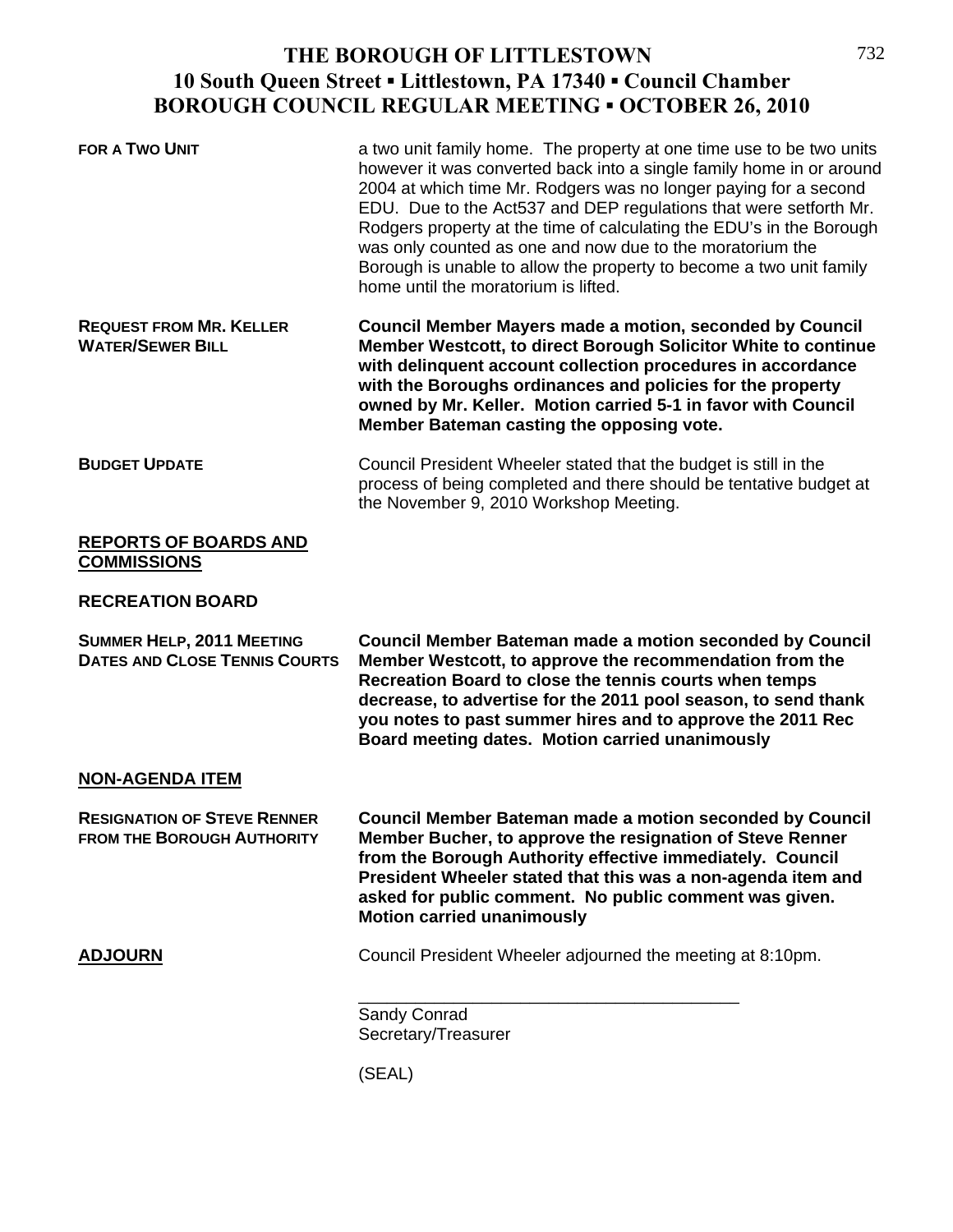**FOR A TWO UNIT**

a two unit family home. The property at one time use to be two units however it was converted back into a single family home in or around 2004 at which time Mr. Rodgers was no longer paying for a second EDU. Due to the Act537 and DEP regulations that were setforth Mr. Rodgers property at the time of calculating the EDU's in the Borough was only counted as one and now due to the moratorium the Borough is unable to allow the property to become a two unit family home until the moratorium is lifted.

**REQUEST FROM MR. KELLER WATER/SEWER BILL**

**Council Member Mayers made a motion, seconded by Council Member Westcott, to direct Borough Solicitor White to continue with delinquent account collection procedures in accordance with the Boroughs ordinances and policies for the property owned by Mr. Keller. Motion carried 5-1 in favor with Council Member Bateman casting the opposing vote.**

**BUDGET UPDATE**

Council President Wheeler stated that the budget is still in the process of being completed and there should be tentative budget at the November 9, 2010 Workshop Meeting.

## REPORTS OF BOARDS AND COMMISSIONS

### RECREATION BOARD

**SUMMER HELP, 2011 MEETING DATES AND CLOSE TENNIS COURTS**

**Council Member Bateman made a motion seconded by Council Member Westcott, to approve the recommendation from the Recreation Board to close the tennis courts when temps decrease, to advertise for the 2011 pool season, to send thank you notes to past summer hires and to approve the 2011 Rec Board meeting dates. Motion carried unanimously**

## NON-AGENDA ITEM

**RESIGNATION OF STEVE RENNER FROM THE BOROUGH AUTHORITY**

**Council Member Bateman made a motion seconded by Council Member Bucher, to approve the resignation of Steve Renner from the Borough Authority effective immediately. Council President Wheeler stated that this was a non-agenda item and asked for public comment. No public comment was given. Motion carried unanimously**

## ADJOURN

Council President Wheeler adjourned the meeting at 8:10pm.

\_\_\_\_\_\_\_\_\_\_\_\_\_\_\_\_\_\_\_\_\_\_\_\_\_\_\_\_\_\_\_\_\_\_\_\_\_\_\_\_

Sandy Conrad
Secretary/Treasurer

(SEAL)